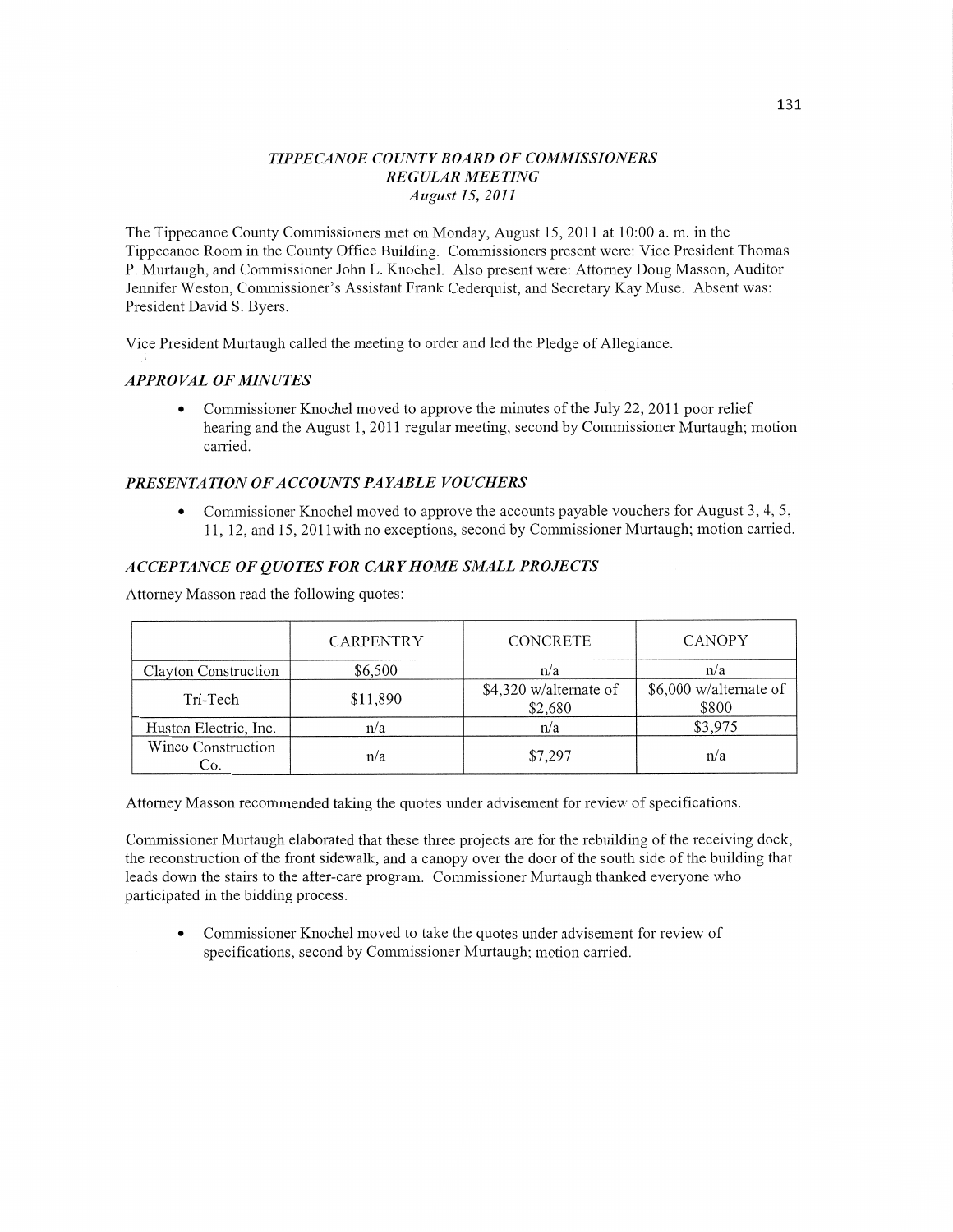*TIPPECANOE COUNTY BOARD OF COMMISSIONERS*
*REGULAR MEETING*
*August 15, 2011*

The Tippecanoe County Commissioners met on Monday, August 15, 2011 at 10:00 a. m. in the Tippecanoe Room in the County Office Building. Commissioners present were: Vice President Thomas P. Murtaugh, and Commissioner John L. Knochel. Also present were: Attorney Doug Masson, Auditor Jennifer Weston, Commissioner's Assistant Frank Cederquist, and Secretary Kay Muse. Absent was: President David S. Byers.

Vice President Murtaugh called the meeting to order and led the Pledge of Allegiance.

### *APPROVAL OF MINUTES*

- Commissioner Knochel moved to approve the minutes of the July 22, 2011 poor relief hearing and the August 1, 2011 regular meeting, second by Commissioner Murtaugh; motion carried.

### *PRESENTATION OF ACCOUNTS PAYABLE VOUCHERS*

- Commissioner Knochel moved to approve the accounts payable vouchers for August 3, 4, 5, 11, 12, and 15, 2011with no exceptions, second by Commissioner Murtaugh; motion carried.

### *ACCEPTANCE OF QUOTES FOR CARY HOME SMALL PROJECTS*

Attorney Masson read the following quotes:

| | CARPENTRY | CONCRETE | CANOPY |
|---|---|---|---|
| Clayton Construction | $6,500 | n/a | n/a |
| Tri-Tech | $11,890 | $4,320 w/alternate of $2,680 | $6,000 w/alternate of $800 |
| Huston Electric, Inc. | n/a | n/a | $3,975 |
| Winco Construction Co. | n/a | $7,297 | n/a |

Attorney Masson recommended taking the quotes under advisement for review of specifications.

Commissioner Murtaugh elaborated that these three projects are for the rebuilding of the receiving dock, the reconstruction of the front sidewalk, and a canopy over the door of the south side of the building that leads down the stairs to the after-care program. Commissioner Murtaugh thanked everyone who participated in the bidding process.

- Commissioner Knochel moved to take the quotes under advisement for review of specifications, second by Commissioner Murtaugh; motion carried.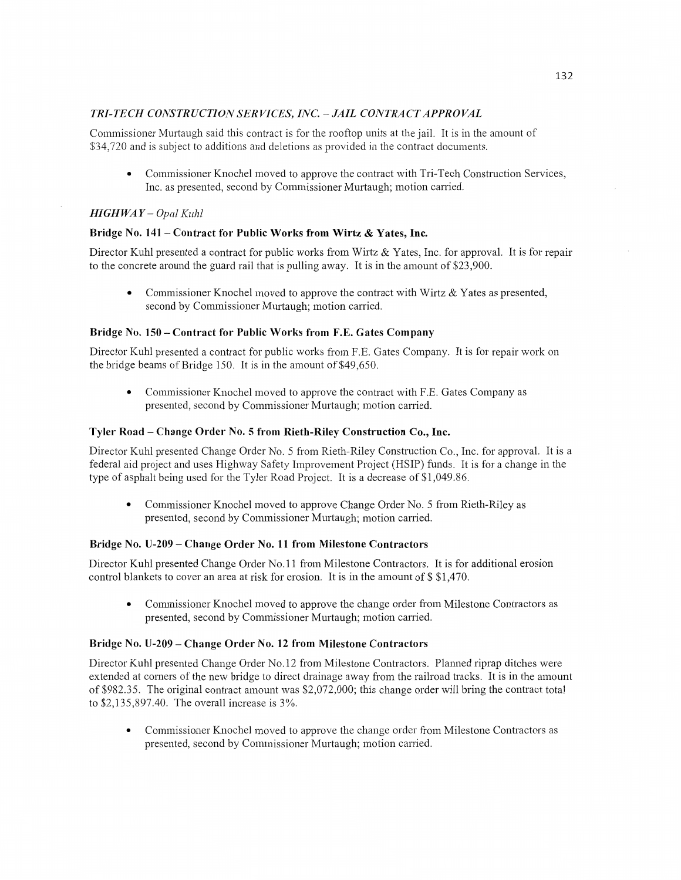### *TRI-TECH CONSTRUCTION SERVICES, INC. – JAIL CONTRACT APPROVAL*

Commissioner Murtaugh said this contract is for the rooftop units at the jail. It is in the amount of $34,720 and is subject to additions and deletions as provided in the contract documents.

- Commissioner Knochel moved to approve the contract with Tri-Tech Construction Services, Inc. as presented, second by Commissioner Murtaugh; motion carried.

### *HIGHWAY – Opal Kuhl*

**Bridge No. 141 – Contract for Public Works from Wirtz & Yates, Inc.**

Director Kuhl presented a contract for public works from Wirtz & Yates, Inc. for approval. It is for repair to the concrete around the guard rail that is pulling away. It is in the amount of $23,900.

- Commissioner Knochel moved to approve the contract with Wirtz & Yates as presented, second by Commissioner Murtaugh; motion carried.

**Bridge No. 150 – Contract for Public Works from F.E. Gates Company**

Director Kuhl presented a contract for public works from F.E. Gates Company. It is for repair work on the bridge beams of Bridge 150. It is in the amount of $49,650.

- Commissioner Knochel moved to approve the contract with F.E. Gates Company as presented, second by Commissioner Murtaugh; motion carried.

**Tyler Road – Change Order No. 5 from Rieth-Riley Construction Co., Inc.**

Director Kuhl presented Change Order No. 5 from Rieth-Riley Construction Co., Inc. for approval. It is a federal aid project and uses Highway Safety Improvement Project (HSIP) funds. It is for a change in the type of asphalt being used for the Tyler Road Project. It is a decrease of $1,049.86.

- Commissioner Knochel moved to approve Change Order No. 5 from Rieth-Riley as presented, second by Commissioner Murtaugh; motion carried.

**Bridge No. U-209 – Change Order No. 11 from Milestone Contractors**

Director Kuhl presented Change Order No.11 from Milestone Contractors. It is for additional erosion control blankets to cover an area at risk for erosion. It is in the amount of $ $1,470.

- Commissioner Knochel moved to approve the change order from Milestone Contractors as presented, second by Commissioner Murtaugh; motion carried.

**Bridge No. U-209 – Change Order No. 12 from Milestone Contractors**

Director Kuhl presented Change Order No.12 from Milestone Contractors. Planned riprap ditches were extended at corners of the new bridge to direct drainage away from the railroad tracks. It is in the amount of $982.35. The original contract amount was $2,072,000; this change order will bring the contract total to $2,135,897.40. The overall increase is 3%.

- Commissioner Knochel moved to approve the change order from Milestone Contractors as presented, second by Commissioner Murtaugh; motion carried.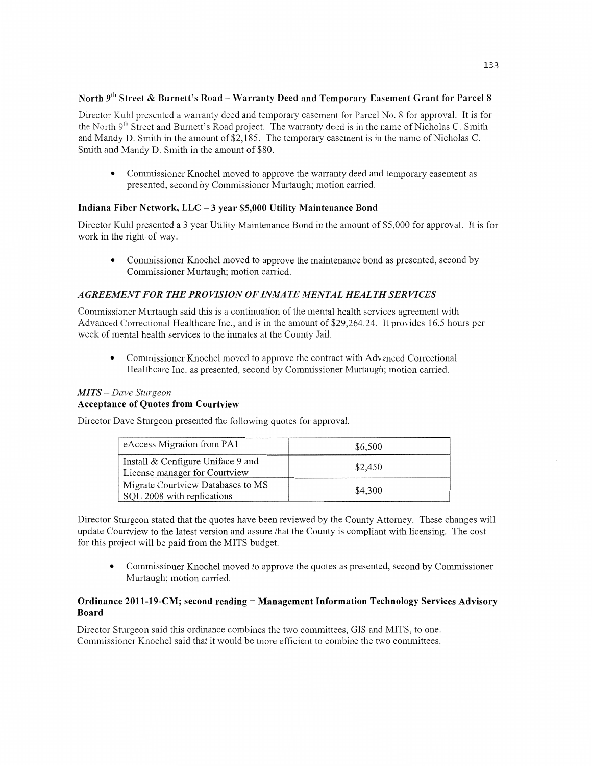### North 9th Street & Burnett's Road – Warranty Deed and Temporary Easement Grant for Parcel 8

Director Kuhl presented a warranty deed and temporary easement for Parcel No. 8 for approval. It is for the North 9th Street and Burnett's Road project. The warranty deed is in the name of Nicholas C. Smith and Mandy D. Smith in the amount of $2,185. The temporary easement is in the name of Nicholas C. Smith and Mandy D. Smith in the amount of $80.

- Commissioner Knochel moved to approve the warranty deed and temporary easement as presented, second by Commissioner Murtaugh; motion carried.

### Indiana Fiber Network, LLC – 3 year $5,000 Utility Maintenance Bond

Director Kuhl presented a 3 year Utility Maintenance Bond in the amount of $5,000 for approval. It is for work in the right-of-way.

- Commissioner Knochel moved to approve the maintenance bond as presented, second by Commissioner Murtaugh; motion carried.

### *AGREEMENT FOR THE PROVISION OF INMATE MENTAL HEALTH SERVICES*

Commissioner Murtaugh said this is a continuation of the mental health services agreement with Advanced Correctional Healthcare Inc., and is in the amount of $29,264.24. It provides 16.5 hours per week of mental health services to the inmates at the County Jail.

- Commissioner Knochel moved to approve the contract with Advanced Correctional Healthcare Inc. as presented, second by Commissioner Murtaugh; motion carried.

*MITS – Dave Sturgeon*

### Acceptance of Quotes from Courtview

Director Dave Sturgeon presented the following quotes for approval.

| | |
|---|---|
| eAccess Migration from PA1 | $6,500 |
| Install & Configure Uniface 9 and License manager for Courtview | $2,450 |
| Migrate Courtview Databases to MS SQL 2008 with replications | $4,300 |

Director Sturgeon stated that the quotes have been reviewed by the County Attorney. These changes will update Courtview to the latest version and assure that the County is compliant with licensing. The cost for this project will be paid from the MITS budget.

- Commissioner Knochel moved to approve the quotes as presented, second by Commissioner Murtaugh; motion carried.

### Ordinance 2011-19-CM; second reading – Management Information Technology Services Advisory Board

Director Sturgeon said this ordinance combines the two committees, GIS and MITS, to one. Commissioner Knochel said that it would be more efficient to combine the two committees.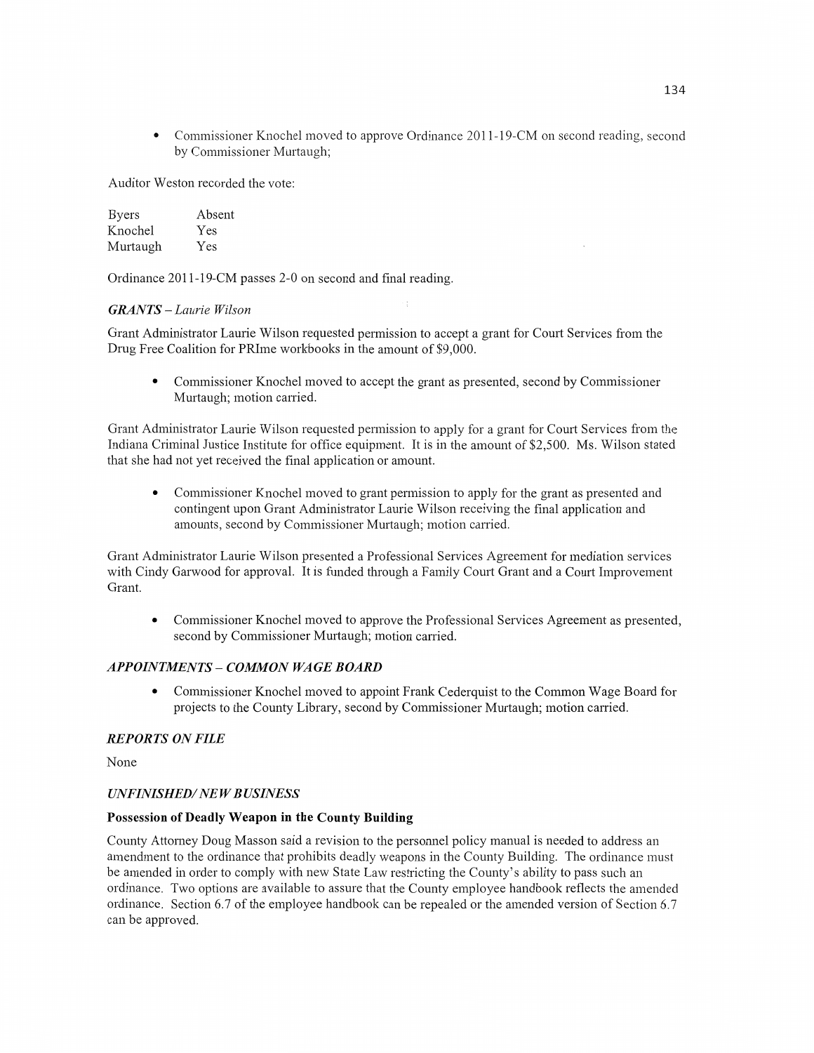- Commissioner Knochel moved to approve Ordinance 2011-19-CM on second reading, second by Commissioner Murtaugh;

Auditor Weston recorded the vote:

| | |
|---|---|
| Byers | Absent |
| Knochel | Yes |
| Murtaugh | Yes |

Ordinance 2011-19-CM passes 2-0 on second and final reading.

### *GRANTS – Laurie Wilson*

Grant Administrator Laurie Wilson requested permission to accept a grant for Court Services from the Drug Free Coalition for PRIme workbooks in the amount of $9,000.

- Commissioner Knochel moved to accept the grant as presented, second by Commissioner Murtaugh; motion carried.

Grant Administrator Laurie Wilson requested permission to apply for a grant for Court Services from the Indiana Criminal Justice Institute for office equipment. It is in the amount of $2,500. Ms. Wilson stated that she had not yet received the final application or amount.

- Commissioner Knochel moved to grant permission to apply for the grant as presented and contingent upon Grant Administrator Laurie Wilson receiving the final application and amounts, second by Commissioner Murtaugh; motion carried.

Grant Administrator Laurie Wilson presented a Professional Services Agreement for mediation services with Cindy Garwood for approval. It is funded through a Family Court Grant and a Court Improvement Grant.

- Commissioner Knochel moved to approve the Professional Services Agreement as presented, second by Commissioner Murtaugh; motion carried.

### *APPOINTMENTS – COMMON WAGE BOARD*

- Commissioner Knochel moved to appoint Frank Cederquist to the Common Wage Board for projects to the County Library, second by Commissioner Murtaugh; motion carried.

### *REPORTS ON FILE*

None

### *UNFINISHED/ NEW BUSINESS*

**Possession of Deadly Weapon in the County Building**

County Attorney Doug Masson said a revision to the personnel policy manual is needed to address an amendment to the ordinance that prohibits deadly weapons in the County Building. The ordinance must be amended in order to comply with new State Law restricting the County's ability to pass such an ordinance. Two options are available to assure that the County employee handbook reflects the amended ordinance. Section 6.7 of the employee handbook can be repealed or the amended version of Section 6.7 can be approved.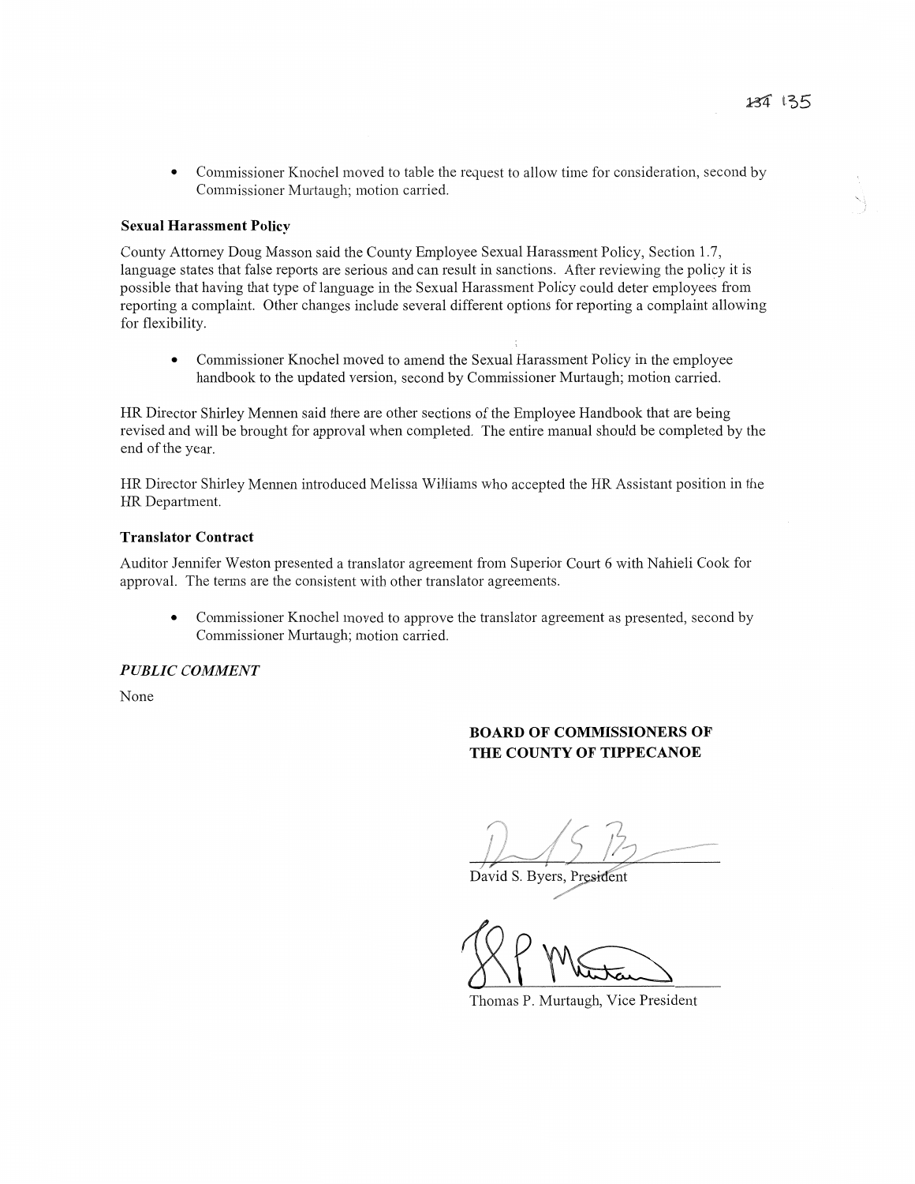- Commissioner Knochel moved to table the request to allow time for consideration, second by Commissioner Murtaugh; motion carried.

**Sexual Harassment Policy**

County Attorney Doug Masson said the County Employee Sexual Harassment Policy, Section 1.7, language states that false reports are serious and can result in sanctions. After reviewing the policy it is possible that having that type of language in the Sexual Harassment Policy could deter employees from reporting a complaint. Other changes include several different options for reporting a complaint allowing for flexibility.

- Commissioner Knochel moved to amend the Sexual Harassment Policy in the employee handbook to the updated version, second by Commissioner Murtaugh; motion carried.

HR Director Shirley Mennen said there are other sections of the Employee Handbook that are being revised and will be brought for approval when completed. The entire manual should be completed by the end of the year.

HR Director Shirley Mennen introduced Melissa Williams who accepted the HR Assistant position in the HR Department.

**Translator Contract**

Auditor Jennifer Weston presented a translator agreement from Superior Court 6 with Nahieli Cook for approval. The terms are the consistent with other translator agreements.

- Commissioner Knochel moved to approve the translator agreement as presented, second by Commissioner Murtaugh; motion carried.

***PUBLIC COMMENT***

None

**BOARD OF COMMISSIONERS OF THE COUNTY OF TIPPECANOE**

David S. Byers, President

Thomas P. Murtaugh, Vice President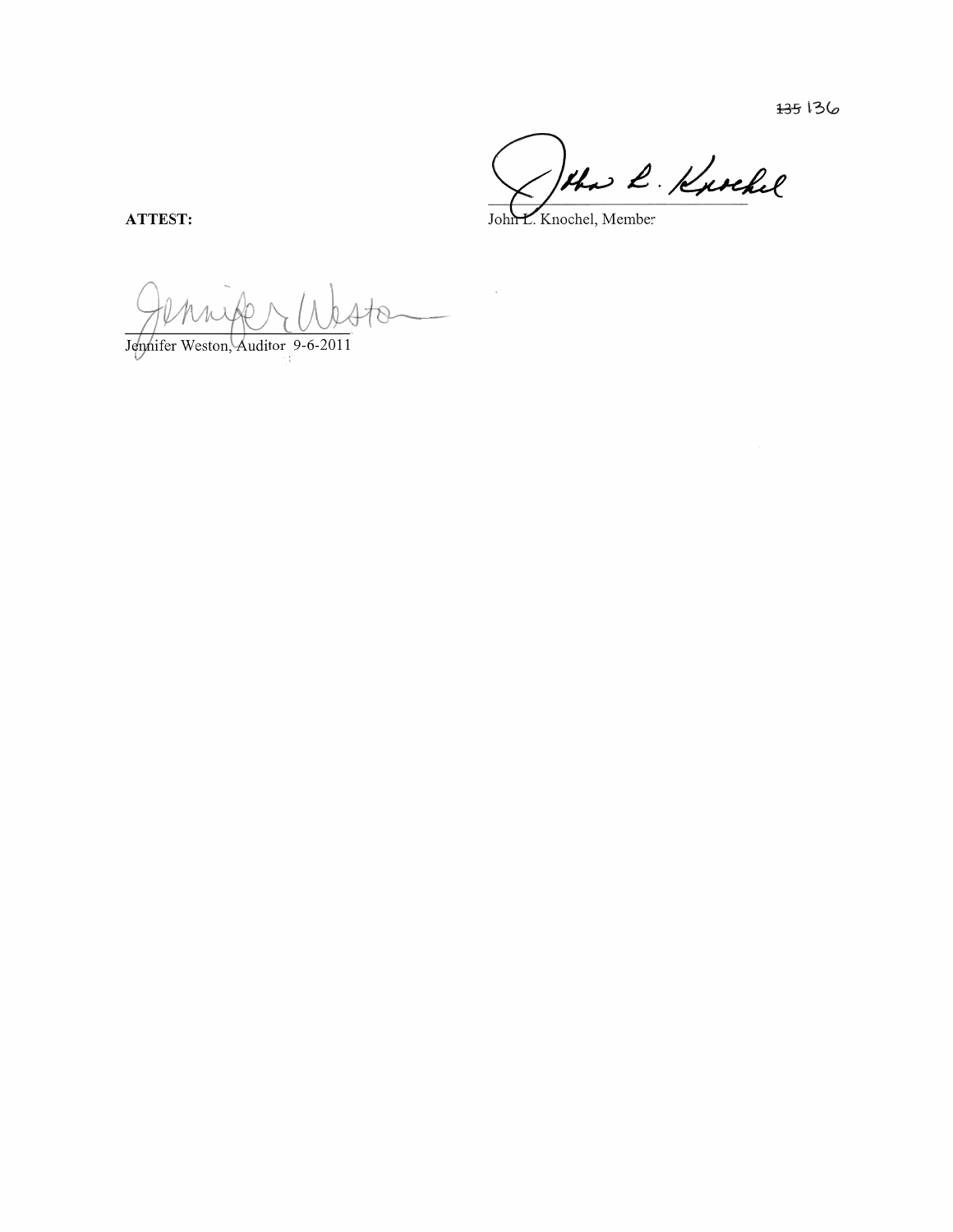**ATTEST:**

John L. Knochel, Member

Jennifer Weston, Auditor 9-6-2011